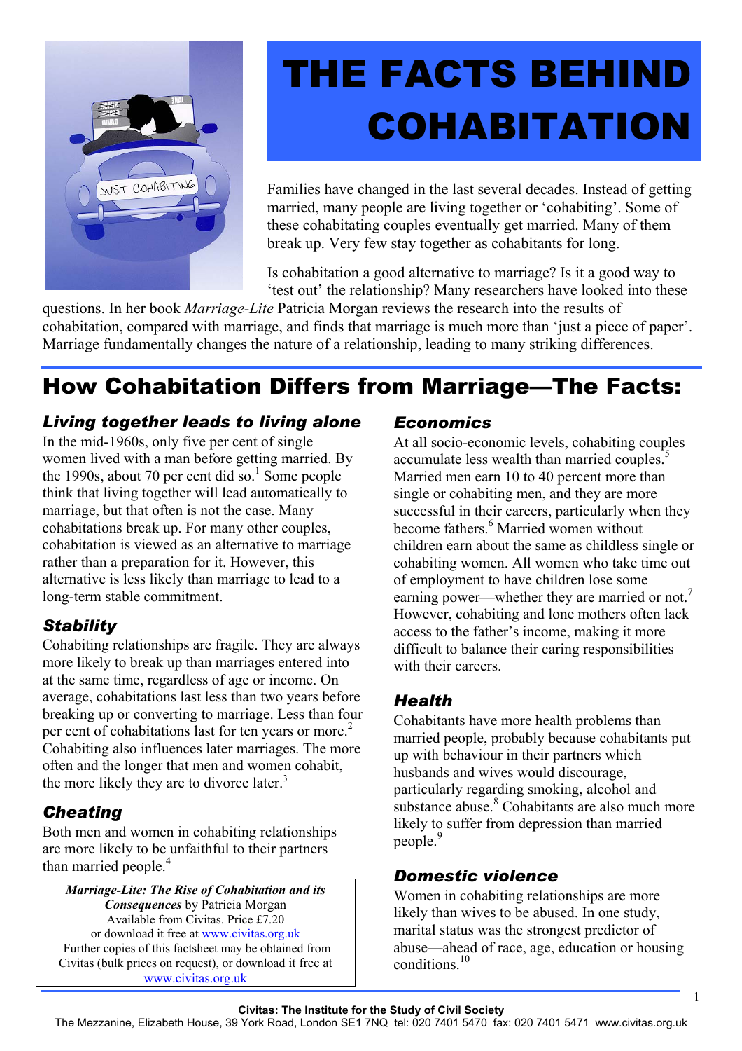# THE FACTS BEHIND COHABITATION

Families have changed in the last several decades. Instead of getting married, many people are living together or 'cohabiting'. Some of these cohabitating couples eventually get married. Many of them break up. Very few stay together as cohabitants for long.

Is cohabitation a good alternative to marriage? Is it a good way to 'test out' the relationship? Many researchers have looked into these questions. In her book *Marriage-Lite* Patricia Morgan reviews the research into the results of cohabitation, compared with marriage, and finds that marriage is much more than 'just a piece of paper'. Marriage fundamentally changes the nature of a relationship, leading to many striking differences.

## How Cohabitation Differs from Marriage—The Facts:

### *Living together leads to living alone*

In the mid-1960s, only five per cent of single women lived with a man before getting married. By the 1990s, about 70 per cent did so.[1] Some people think that living together will lead automatically to marriage, but that often is not the case. Many cohabitations break up. For many other couples, cohabitation is viewed as an alternative to marriage rather than a preparation for it. However, this alternative is less likely than marriage to lead to a long-term stable commitment.

### *Stability*

Cohabiting relationships are fragile. They are always more likely to break up than marriages entered into at the same time, regardless of age or income. On average, cohabitations last less than two years before breaking up or converting to marriage. Less than four per cent of cohabitations last for ten years or more.[2] Cohabiting also influences later marriages. The more often and the longer that men and women cohabit, the more likely they are to divorce later.[3]

### *Cheating*

Both men and women in cohabiting relationships are more likely to be unfaithful to their partners than married people.[4]

***Marriage-Lite: The Rise of Cohabitation and its Consequences*** by Patricia Morgan
Available from Civitas. Price £7.20
or download it free at www.civitas.org.uk
Further copies of this factsheet may be obtained from Civitas (bulk prices on request), or download it free at www.civitas.org.uk

### *Economics*

At all socio-economic levels, cohabiting couples accumulate less wealth than married couples.[5] Married men earn 10 to 40 percent more than single or cohabiting men, and they are more successful in their careers, particularly when they become fathers.[6] Married women without children earn about the same as childless single or cohabiting women. All women who take time out of employment to have children lose some earning power—whether they are married or not.[7] However, cohabiting and lone mothers often lack access to the father's income, making it more difficult to balance their caring responsibilities with their careers.

### *Health*

Cohabitants have more health problems than married people, probably because cohabitants put up with behaviour in their partners which husbands and wives would discourage, particularly regarding smoking, alcohol and substance abuse.[8] Cohabitants are also much more likely to suffer from depression than married people.[9]

### *Domestic violence*

Women in cohabiting relationships are more likely than wives to be abused. In one study, marital status was the strongest predictor of abuse—ahead of race, age, education or housing conditions.[10]

**Civitas: The Institute for the Study of Civil Society**
The Mezzanine, Elizabeth House, 39 York Road, London SE1 7NQ tel: 020 7401 5470 fax: 020 7401 5471 www.civitas.org.uk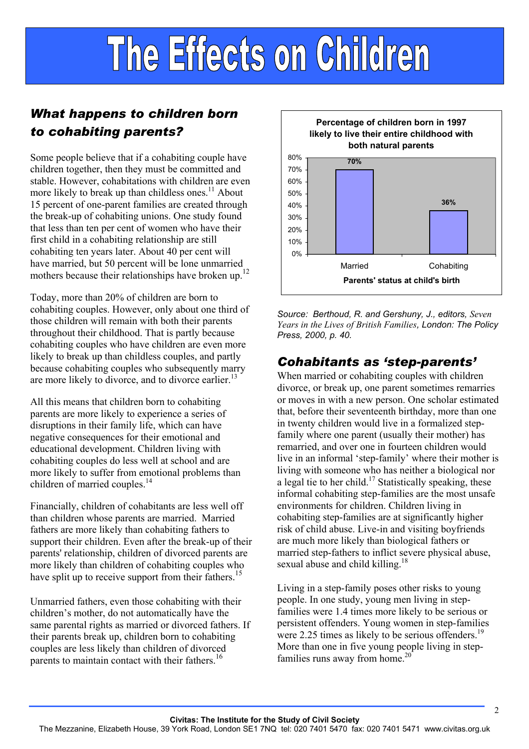# The Effects on Children

## *What happens to children born to cohabiting parents?*

Some people believe that if a cohabiting couple have children together, then they must be committed and stable. However, cohabitations with children are even more likely to break up than childless ones.[11] About 15 percent of one-parent families are created through the break-up of cohabiting unions. One study found that less than ten per cent of women who have their first child in a cohabiting relationship are still cohabiting ten years later. About 40 per cent will have married, but 50 percent will be lone unmarried mothers because their relationships have broken up.[12]

Today, more than 20% of children are born to cohabiting couples. However, only about one third of those children will remain with both their parents throughout their childhood. That is partly because cohabiting couples who have children are even more likely to break up than childless couples, and partly because cohabiting couples who subsequently marry are more likely to divorce, and to divorce earlier.[13]

All this means that children born to cohabiting parents are more likely to experience a series of disruptions in their family life, which can have negative consequences for their emotional and educational development. Children living with cohabiting couples do less well at school and are more likely to suffer from emotional problems than children of married couples.[14]

Financially, children of cohabitants are less well off than children whose parents are married. Married fathers are more likely than cohabiting fathers to support their children. Even after the break-up of their parents' relationship, children of divorced parents are more likely than children of cohabiting couples who have split up to receive support from their fathers.[15]

Unmarried fathers, even those cohabiting with their children's mother, do not automatically have the same parental rights as married or divorced fathers. If their parents break up, children born to cohabiting couples are less likely than children of divorced parents to maintain contact with their fathers.[16]

**Percentage of children born in 1997 likely to live their entire childhood with both natural parents**

| Parents' status at child's birth | Percentage |
|---|---|
| Married | 70% |
| Cohabiting | 36% |

*Source: Berthoud, R. and Gershuny, J., editors, Seven Years in the Lives of British Families, London: The Policy Press, 2000, p. 40.*

## *Cohabitants as 'step-parents'*

When married or cohabiting couples with children divorce, or break up, one parent sometimes remarries or moves in with a new person. One scholar estimated that, before their seventeenth birthday, more than one in twenty children would live in a formalized step-family where one parent (usually their mother) has remarried, and over one in fourteen children would live in an informal 'step-family' where their mother is living with someone who has neither a biological nor a legal tie to her child.[17] Statistically speaking, these informal cohabiting step-families are the most unsafe environments for children. Children living in cohabiting step-families are at significantly higher risk of child abuse. Live-in and visiting boyfriends are much more likely than biological fathers or married step-fathers to inflict severe physical abuse, sexual abuse and child killing.[18]

Living in a step-family poses other risks to young people. In one study, young men living in step-families were 1.4 times more likely to be serious or persistent offenders. Young women in step-families were 2.25 times as likely to be serious offenders.[19] More than one in five young people living in step-families runs away from home.[20]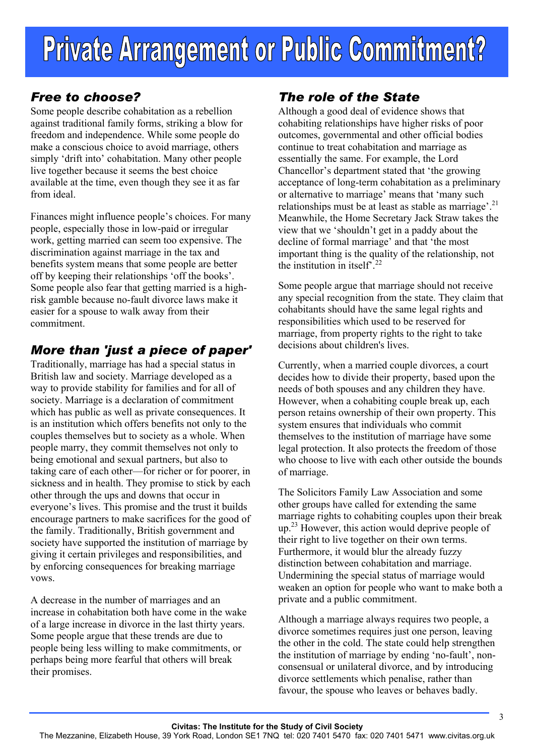# Private Arrangement or Public Commitment?

## *Free to choose?*

Some people describe cohabitation as a rebellion against traditional family forms, striking a blow for freedom and independence. While some people do make a conscious choice to avoid marriage, others simply 'drift into' cohabitation. Many other people live together because it seems the best choice available at the time, even though they see it as far from ideal.

Finances might influence people's choices. For many people, especially those in low-paid or irregular work, getting married can seem too expensive. The discrimination against marriage in the tax and benefits system means that some people are better off by keeping their relationships 'off the books'. Some people also fear that getting married is a high-risk gamble because no-fault divorce laws make it easier for a spouse to walk away from their commitment.

## *More than 'just a piece of paper'*

Traditionally, marriage has had a special status in British law and society. Marriage developed as a way to provide stability for families and for all of society. Marriage is a declaration of commitment which has public as well as private consequences. It is an institution which offers benefits not only to the couples themselves but to society as a whole. When people marry, they commit themselves not only to being emotional and sexual partners, but also to taking care of each other—for richer or for poorer, in sickness and in health. They promise to stick by each other through the ups and downs that occur in everyone's lives. This promise and the trust it builds encourage partners to make sacrifices for the good of the family. Traditionally, British government and society have supported the institution of marriage by giving it certain privileges and responsibilities, and by enforcing consequences for breaking marriage vows.

A decrease in the number of marriages and an increase in cohabitation both have come in the wake of a large increase in divorce in the last thirty years. Some people argue that these trends are due to people being less willing to make commitments, or perhaps being more fearful that others will break their promises.

## *The role of the State*

Although a good deal of evidence shows that cohabiting relationships have higher risks of poor outcomes, governmental and other official bodies continue to treat cohabitation and marriage as essentially the same. For example, the Lord Chancellor's department stated that 'the growing acceptance of long-term cohabitation as a preliminary or alternative to marriage' means that 'many such relationships must be at least as stable as marriage'.[21] Meanwhile, the Home Secretary Jack Straw takes the view that we 'shouldn't get in a paddy about the decline of formal marriage' and that 'the most important thing is the quality of the relationship, not the institution in itself'.[22]

Some people argue that marriage should not receive any special recognition from the state. They claim that cohabitants should have the same legal rights and responsibilities which used to be reserved for marriage, from property rights to the right to take decisions about children's lives.

Currently, when a married couple divorces, a court decides how to divide their property, based upon the needs of both spouses and any children they have. However, when a cohabiting couple break up, each person retains ownership of their own property. This system ensures that individuals who commit themselves to the institution of marriage have some legal protection. It also protects the freedom of those who choose to live with each other outside the bounds of marriage.

The Solicitors Family Law Association and some other groups have called for extending the same marriage rights to cohabiting couples upon their break up.[23] However, this action would deprive people of their right to live together on their own terms. Furthermore, it would blur the already fuzzy distinction between cohabitation and marriage. Undermining the special status of marriage would weaken an option for people who want to make both a private and a public commitment.

Although a marriage always requires two people, a divorce sometimes requires just one person, leaving the other in the cold. The state could help strengthen the institution of marriage by ending 'no-fault', non-consensual or unilateral divorce, and by introducing divorce settlements which penalise, rather than favour, the spouse who leaves or behaves badly.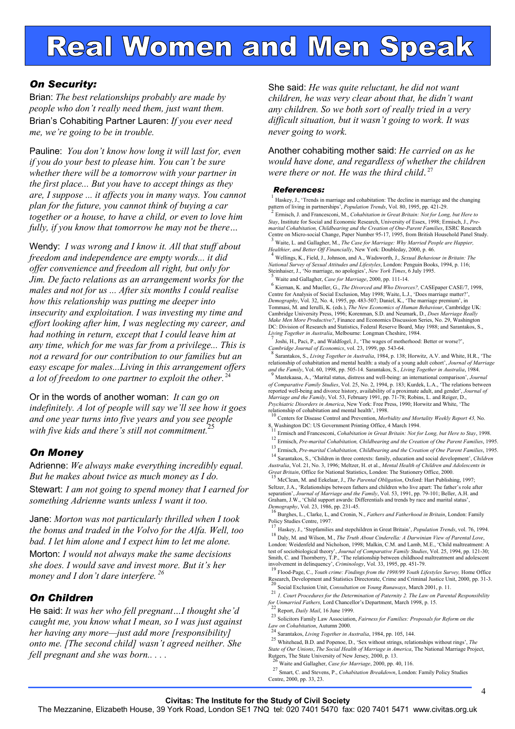# Real Women and Men Speak

### *On Security:*

Brian: *The best relationships probably are made by people who don't really need them, just want them.*

Brian's Cohabiting Partner Lauren: *If you ever need me, we're going to be in trouble.*

Pauline: *You don't know how long it will last for, even if you do your best to please him. You can't be sure whether there will be a tomorrow with your partner in the first place... But you have to accept things as they are, I suppose ... it affects you in many ways. You cannot plan for the future, you cannot think of buying a car together or a house, to have a child, or even to love him fully, if you know that tomorrow he may not be there…*

Wendy: *I was wrong and I know it. All that stuff about freedom and independence are empty words... it did offer convenience and freedom all right, but only for Jim. De facto relations as an arrangement works for the males and not for us ... After six months I could realise how this relationship was putting me deeper into insecurity and exploitation. I was investing my time and effort looking after him, I was neglecting my career, and had nothing in return, except that I could leave him at any time, which for me was far from a privilege... This is not a reward for our contribution to our families but an easy escape for males...Living in this arrangement offers a lot of freedom to one partner to exploit the other.* [24]

Or in the words of another woman: *It can go on indefinitely. A lot of people will say we'll see how it goes and one year turns into five years and you see people with five kids and there's still not commitment.* [25]

### *On Money*

Adrienne: *We always make everything incredibly equal. But he makes about twice as much money as I do.*

Stewart: *I am not going to spend money that I earned for something Adrienne wants unless I want it too.*

Jane: *Morton was not particularly thrilled when I took the bonus and traded in the Volvo for the Alfa. Well, too bad. I let him alone and I expect him to let me alone.*

Morton: *I would not always make the same decisions she does. I would save and invest more. But it's her money and I don't dare interfere.* [26]

### *On Children*

He said: *It was her who fell pregnant…I thought she'd caught me, you know what I mean, so I was just against her having any more—just add more [responsibility] onto me. [The second child] wasn't agreed neither. She fell pregnant and she was born.. . . .*

She said: *He was quite reluctant, he did not want children, he was very clear about that, he didn't want any children. So we both sort of really tried in a very difficult situation, but it wasn't going to work. It was never going to work.*

Another cohabiting mother said: *He carried on as he would have done, and regardless of whether the children were there or not. He was the third child.* [27]

#### *References:*

1. Haskey, J., 'Trends in marriage and cohabitation: The decline in marriage and the changing pattern of living in partnerships', *Population Trends*, Vol. 80, 1995, pp. 421-29.
2. Ermisch, J. and Francesconi, M., *Cohabitation in Great Britain: Not for Long, but Here to Stay*, Institute for Social and Economic Research, University of Essex, 1998; Ermisch, J., *Pre-marital Cohabitation, Childbearing and the Creation of One-Parent Families*, ESRC Research Centre on Micro-social Change, Paper Number 95-17, 1995, from British Household Panel Study.
3. Waite, L. and Gallagher, M., *The Case for Marriage: Why Married People are Happier, Healthier, and Better Off Financially*, New York: Doubleday, 2000, p. 46.
4. Wellings, K., Field, J., Johnson, and A., Wadsworth, J., *Sexual Behaviour in Britain: The National Survey of Sexual Attitudes and Lifestyles*, London: Penguin Books, 1994, p. 116; Steinhaiser, J., 'No marriage, no apologies', *New York Times*, 6 July 1995.
5. Waite and Gallagher, *Case for Marriage*, 2000, pp. 111-14.
6. Kiernan, K. and Mueller, G., *The Divorced and Who Divorces?,* CASEpaper CASE/7, 1998, Centre for Analysis of Social Exclusion, May 1998; Waite, L.J., 'Does marriage matter?', *Demography*, Vol. 32, No. 4, 1995, pp. 483-507; Daniel, K., 'The marriage premium', in Tommasi, M. and Ierulli, K. (eds.), *The New Economics of Human Behaviour*, Cambridge UK: Cambridge University Press, 1996; Korenman, S.D. and Neumark, D., *Does Marriage Really Make Men More Productive?*, Finance and Economics Discussion Series, No. 29, Washington DC: Division of Research and Statistics, Federal Reserve Board, May 1988; and Sarantakos, S., *Living Together in Australia*, Melbourne: Longman Cheshire, 1984.
7. Joshi, H., Paci, P., and Waldfogel, J., 'The wages of motherhood: Better or worse?', *Cambridge Journal of Economics*, vol. 23, 1999, pp. 543-64.
8. Sarantakos, S., *Living Together in Australia*, 1984, p. 138; Horwitz, A.V. and White, H.R., 'The relationship of cohabitation and mental health: a study of a young adult cohort', *Journal of Marriage and the Family*, Vol. 60, 1998, pp. 505-14. Sarantakos, S., *Living Together in Australia*, 1984.
9. Mastekaasa, A., 'Marital status, distress and well-being: an international comparison', *Journal of Comparative Family Studies*, Vol. 25, No. 2, 1994, p. 183; Kurdek, L.A., 'The relations between reported well-being and divorce history, availability of a proximate adult, and gender', *Journal of Marriage and the Family*, Vol. 53, February 1991, pp. 71-78; Robins, L. and Reiger, D., *Psychiatric Disorders in America*, New York: Free Press, 1990; Horwitz and White, 'The relationship of cohabitation and mental health', 1998.
10. Centers for Disease Control and Prevention, *Morbidity and Mortality Weekly Report 43,* No. 8, Washington DC: US Government Printing Office, 4 March 1994.
11. Ermisch and Francesconi, *Cohabitation in Great Britain: Not for Long, but Here to Stay*, 1998.
12. Ermisch, *Pre-marital Cohabitation, Childbearing and the Creation of One Parent Families*, 1995.
13. Ermisch, *Pre-marital Cohabitation, Childbearing and the Creation of One Parent Families*, 1995.
14. Sarantakos, S., 'Children in three contexts: family, education and social development', *Children Australia*, Vol. 21, No. 3, 1996; Meltzer, H. et al., *Mental Health of Children and Adolescents in Great Britain*, Office for National Statistics, London: The Stationery Office, 2000.
15. McClean, M. and Eekelaar, J., *The Parental Obligation*, Oxford: Hart Publishing, 1997; Seltzer, J.A., 'Relationships between fathers and children who live apart: The father's role after separation', *Journal of Marriage and the Family*, Vol. 53, 1991, pp. 79-101; Beller, A.H. and Graham, J.W., 'Child support awards: Differentials and trends by race and marital status', *Demography*, Vol. 23, 1986, pp. 231-45.
16. Burghes, L., Clarke, L, and Cronin, N., *Fathers and Fatherhood in Britain*, London: Family Policy Studies Centre, 1997.
17. Haskey, J., 'Stepfamilies and stepchildren in Great Britain', *Population Trends*, vol. 76, 1994.
18. Daly, M. and Wilson, M., *The Truth About Cinderella: A Darwinian View of Parental Love*, London: Weidenfeld and Nicholson, 1998; Malkin, C.M. and Lamb, M.E., 'Child maltreatment: A test of sociobiological theory', *Journal of Comparative Family Studies*, Vol. 25, 1994, pp. 121-30; Smith, C. and Thornberry, T.P., 'The relationship between childhood maltreatment and adolescent involvement in delinquency', *Criminology*, Vol. 33, 1995, pp. 451-79.
19. Flood-Page, C., *Youth crime: Findings from the 1998/99 Youth Lifestyles Survey,* Home Office Research, Development and Statistics Directorate, Crime and Criminal Justice Unit, 2000, pp. 31-3.
20. Social Exclusion Unit, *Consultation on Young Runaways*, March 2001, p. 11.
21. *1. Court Procedures for the Determination of Paternity 2. The Law on Parental Responsibility for Unmarried Fathers,* Lord Chancellor's Department, March 1998, p. 15.
22. Report, *Daily Mail*, 16 June 1999.
23. Solicitors Family Law Association, *Fairness for Families: Proposals for Reform on the Law on Cohabitation*, Autumn 2000.
24. Sarantakos, *Living Together in Australia*, 1984, pp. 105, 144.
25. Whitehead, B.D. and Popenoe, D., 'Sex without strings, relationships without rings', *The State of Our Unions*, *The Social Health of Marriage in America*, The National Marriage Project, Rutgers, The State University of New Jersey, 2000, p. 13.
26. Waite and Gallagher, *Case for Marriage*, 2000, pp. 40, 116.
27. Smart, C. and Stevens, P., *Cohabitation Breakdown*, London: Family Policy Studies Centre, 2000, pp. 33, 23.

**Civitas: The Institute for the Study of Civil Society**

The Mezzanine, Elizabeth House, 39 York Road, London SE1 7NQ tel: 020 7401 5470 fax: 020 7401 5471 www.civitas.org.uk